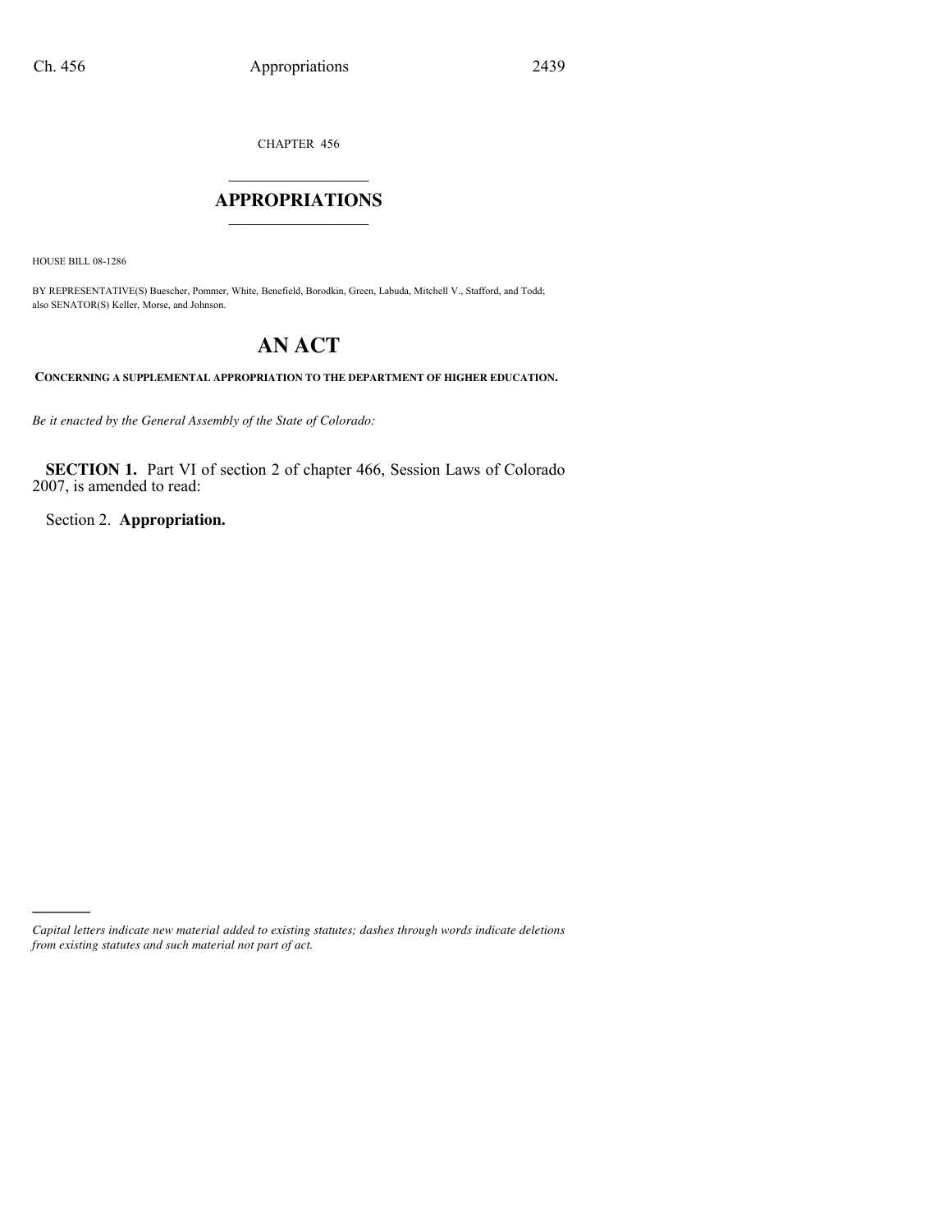CHAPTER 456

# APPROPRIATIONS

HOUSE BILL 08-1286

BY REPRESENTATIVE(S) Buescher, Pommer, White, Benefield, Borodkin, Green, Labuda, Mitchell V., Stafford, and Todd; also SENATOR(S) Keller, Morse, and Johnson.

# AN ACT

**CONCERNING A SUPPLEMENTAL APPROPRIATION TO THE DEPARTMENT OF HIGHER EDUCATION.**

*Be it enacted by the General Assembly of the State of Colorado:*

**SECTION 1.** Part VI of section 2 of chapter 466, Session Laws of Colorado 2007, is amended to read:

Section 2. **Appropriation.**

---

*Capital letters indicate new material added to existing statutes; dashes through words indicate deletions from existing statutes and such material not part of act.*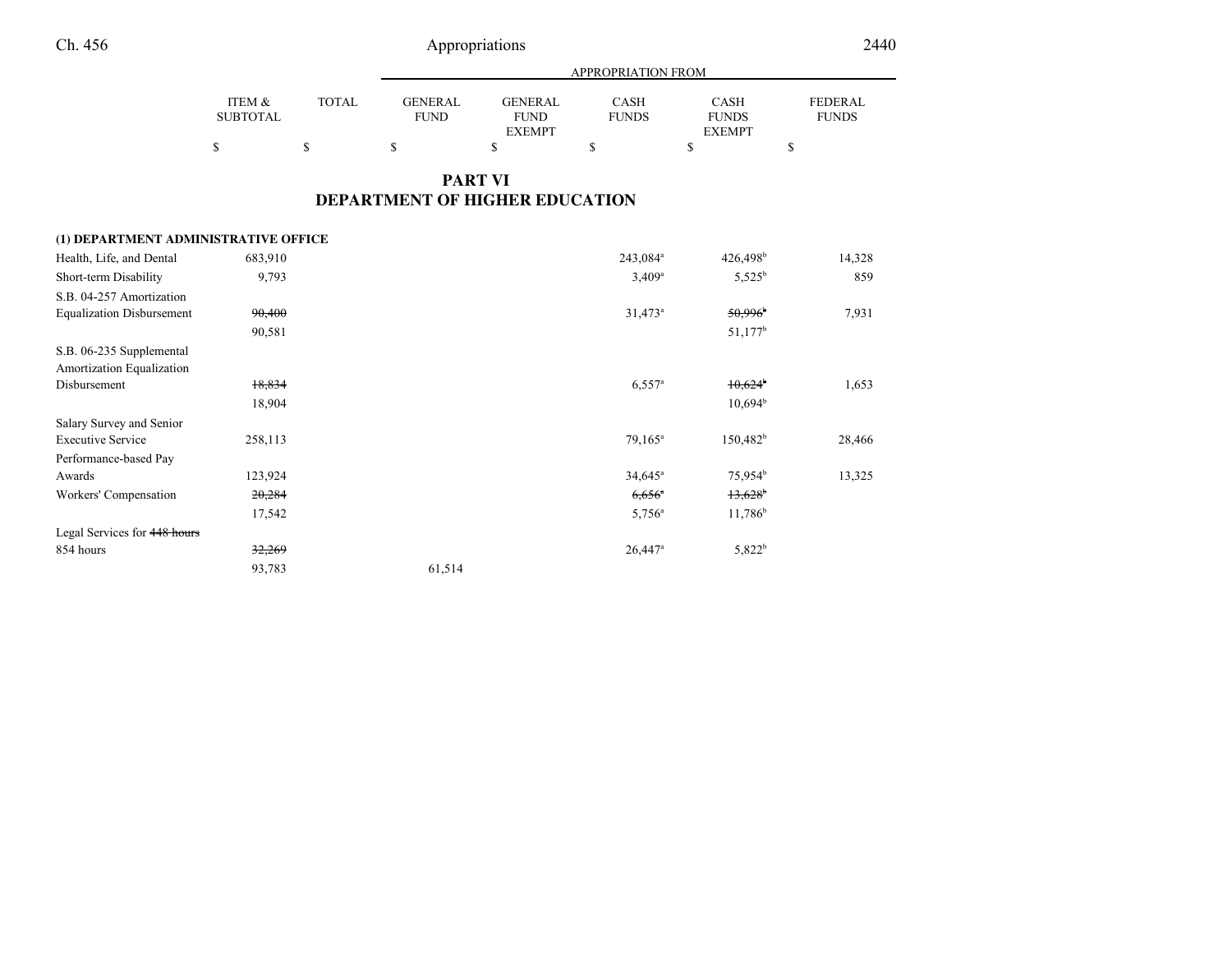## PART VI
## DEPARTMENT OF HIGHER EDUCATION

| | ITEM & SUBTOTAL | TOTAL | APPROPRIATION FROM GENERAL FUND | GENERAL FUND EXEMPT | CASH FUNDS | CASH FUNDS EXEMPT | FEDERAL FUNDS |
|---|---|---|---|---|---|---|---|
| | $ | $ | $ | $ | $ | $ | $ |
| **(1) DEPARTMENT ADMINISTRATIVE OFFICE** | | | | | | | |
| Health, Life, and Dental | 683,910 | | | | 243,084[a] | 426,498[b] | 14,328 |
| Short-term Disability | 9,793 | | | | 3,409[a] | 5,525[b] | 859 |
| S.B. 04-257 Amortization Equalization Disbursement | ~~90,400~~ | | | | 31,473[a] | ~~50,996[b]~~ | 7,931 |
| | 90,581 | | | | | 51,177[b] | |
| S.B. 06-235 Supplemental Amortization Equalization Disbursement | ~~18,834~~ | | | | 6,557[a] | ~~10,624[b]~~ | 1,653 |
| | 18,904 | | | | | 10,694[b] | |
| Salary Survey and Senior Executive Service | 258,113 | | | | 79,165[a] | 150,482[b] | 28,466 |
| Performance-based Pay Awards | 123,924 | | | | 34,645[a] | 75,954[b] | 13,325 |
| Workers' Compensation | ~~20,284~~ | | | | ~~6,656[a]~~ | ~~13,628[b]~~ | |
| | 17,542 | | | | 5,756[a] | 11,786[b] | |
| Legal Services for ~~448 hours~~ 854 hours | ~~32,269~~ | | | | 26,447[a] | 5,822[b] | |
| | 93,783 | | 61,514 | | | | |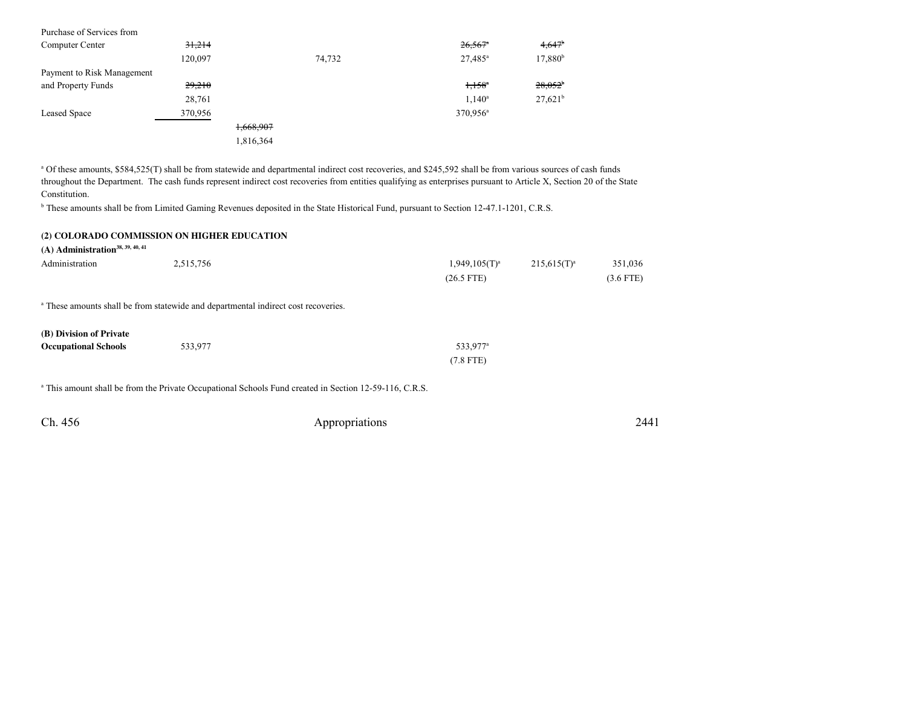| | | | | | | |
|---|---|---|---|---|---|---|
| Purchase of Services from Computer Center | ~~31,214~~ | | | ~~26,567~~[a] | ~~4,647~~[b] | |
| | 120,097 | | 74,732 | 27,485[a] | 17,880[b] | |
| Payment to Risk Management and Property Funds | ~~29,210~~ | | | ~~1,158~~[a] | ~~28,052~~[b] | |
| | 28,761 | | | 1,140[a] | 27,621[b] | |
| Leased Space | 370,956 | | | 370,956[a] | | |
| | | ~~1,668,907~~ | | | | |
| | | 1,816,364 | | | | |

[a] Of these amounts, $584,525(T) shall be from statewide and departmental indirect cost recoveries, and $245,592 shall be from various sources of cash funds throughout the Department. The cash funds represent indirect cost recoveries from entities qualifying as enterprises pursuant to Article X, Section 20 of the State Constitution.

[b] These amounts shall be from Limited Gaming Revenues deposited in the State Historical Fund, pursuant to Section 12-47.1-1201, C.R.S.

**(2) COLORADO COMMISSION ON HIGHER EDUCATION**

**(A) Administration[38, 39, 40, 41]**

| | | | | | | |
|---|---|---|---|---|---|---|
| Administration | 2,515,756 | | | 1,949,105(T)[a] | 215,615(T)[a] | 351,036 |
| | | | | (26.5 FTE) | | (3.6 FTE) |

[a] These amounts shall be from statewide and departmental indirect cost recoveries.

| | | | | | | |
|---|---|---|---|---|---|---|
| **(B) Division of Private Occupational Schools** | 533,977 | | | 533,977[a] | | |
| | | | | (7.8 FTE) | | |

[a] This amount shall be from the Private Occupational Schools Fund created in Section 12-59-116, C.R.S.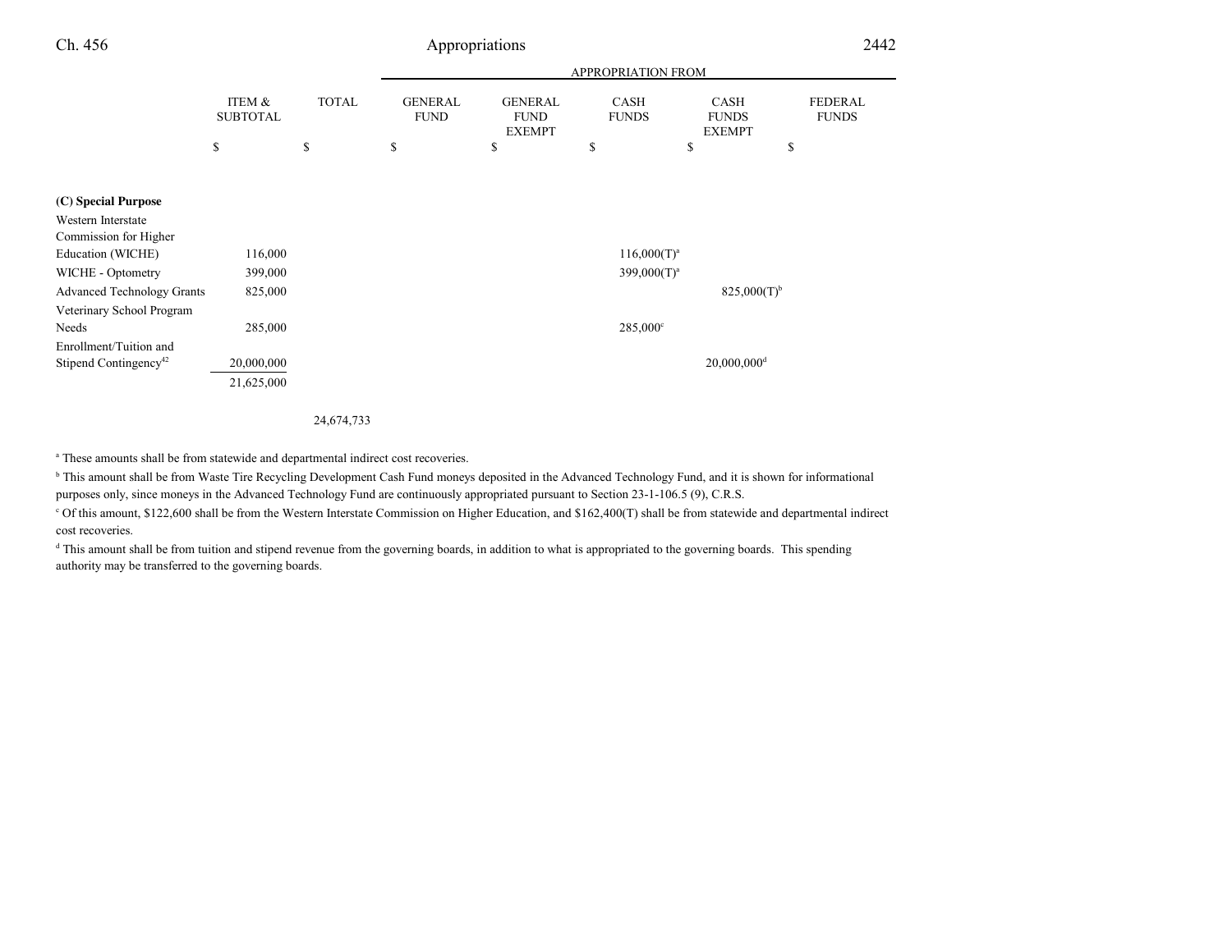| | ITEM & SUBTOTAL | TOTAL | APPROPRIATION FROM | | | | |
|---|---|---|---|---|---|---|---|
| | | | GENERAL FUND | GENERAL FUND EXEMPT | CASH FUNDS | CASH FUNDS EXEMPT | FEDERAL FUNDS |
| | $ | $ | $ | $ | $ | $ | $ |
| **(C) Special Purpose** | | | | | | | |
| Western Interstate Commission for Higher Education (WICHE) | 116,000 | | | | 116,000(T)[a] | | |
| WICHE - Optometry | 399,000 | | | | 399,000(T)[a] | | |
| Advanced Technology Grants | 825,000 | | | | | 825,000(T)[b] | |
| Veterinary School Program Needs | 285,000 | | | | 285,000[c] | | |
| Enrollment/Tuition and Stipend Contingency[42] | 20,000,000 | | | | | 20,000,000[d] | |
| | 21,625,000 | | | | | | |
| | | 24,674,733 | | | | | |

[a] These amounts shall be from statewide and departmental indirect cost recoveries.

[b] This amount shall be from Waste Tire Recycling Development Cash Fund moneys deposited in the Advanced Technology Fund, and it is shown for informational purposes only, since moneys in the Advanced Technology Fund are continuously appropriated pursuant to Section 23-1-106.5 (9), C.R.S.

[c] Of this amount, $122,600 shall be from the Western Interstate Commission on Higher Education, and $162,400(T) shall be from statewide and departmental indirect cost recoveries.

[d] This amount shall be from tuition and stipend revenue from the governing boards, in addition to what is appropriated to the governing boards. This spending authority may be transferred to the governing boards.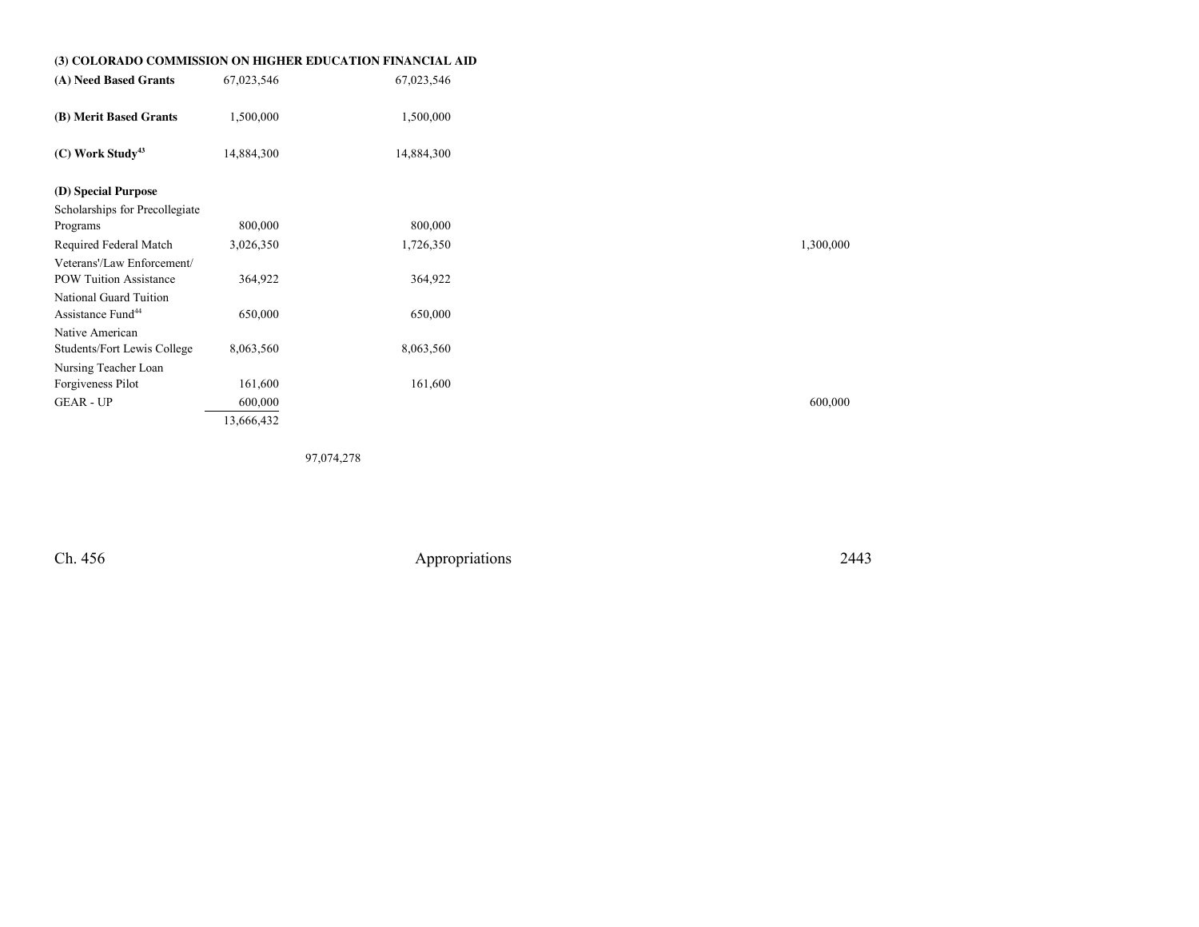**(3) COLORADO COMMISSION ON HIGHER EDUCATION FINANCIAL AID**

| | | | | |
|---|---|---|---|---|
| **(A) Need Based Grants** | 67,023,546 | | 67,023,546 | |
| **(B) Merit Based Grants** | 1,500,000 | | 1,500,000 | |
| **(C) Work Study**[43] | 14,884,300 | | 14,884,300 | |
| **(D) Special Purpose** | | | | |
| Scholarships for Precollegiate Programs | 800,000 | | 800,000 | |
| Required Federal Match | 3,026,350 | | 1,726,350 | 1,300,000 |
| Veterans'/Law Enforcement/ POW Tuition Assistance | 364,922 | | 364,922 | |
| National Guard Tuition Assistance Fund[44] | 650,000 | | 650,000 | |
| Native American Students/Fort Lewis College | 8,063,560 | | 8,063,560 | |
| Nursing Teacher Loan Forgiveness Pilot | 161,600 | | 161,600 | |
| GEAR - UP | 600,000 | | | 600,000 |
| | 13,666,432 | | | |
| | | 97,074,278 | | |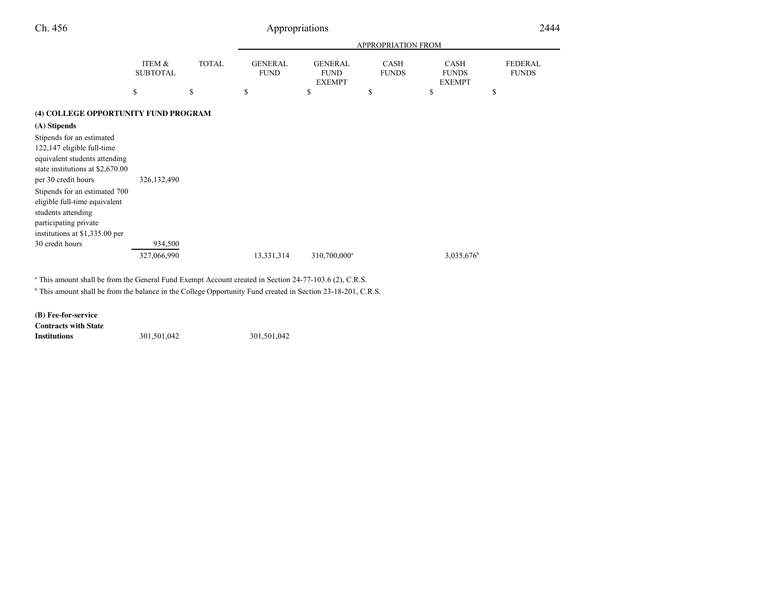| | ITEM & SUBTOTAL | TOTAL | APPROPRIATION FROM GENERAL FUND | GENERAL FUND EXEMPT | CASH FUNDS | CASH FUNDS EXEMPT | FEDERAL FUNDS |
|---|---|---|---|---|---|---|---|
| | $ | $ | $ | $ | $ | $ | $ |
| **(4) COLLEGE OPPORTUNITY FUND PROGRAM** | | | | | | | |
| **(A) Stipends** | | | | | | | |
| Stipends for an estimated 122,147 eligible full-time equivalent students attending state institutions at $2,670.00 per 30 credit hours | 326,132,490 | | | | | | |
| Stipends for an estimated 700 eligible full-time equivalent students attending participating private institutions at $1,335.00 per 30 credit hours | 934,500 | | | | | | |
| | 327,066,990 | | 13,331,314 | 310,700,000[a] | | 3,035,676[b] | |

[a] This amount shall be from the General Fund Exempt Account created in Section 24-77-103.6 (2), C.R.S.

[b] This amount shall be from the balance in the College Opportunity Fund created in Section 23-18-201, C.R.S.

| | ITEM & SUBTOTAL | TOTAL | GENERAL FUND | GENERAL FUND EXEMPT | CASH FUNDS | CASH FUNDS EXEMPT | FEDERAL FUNDS |
|---|---|---|---|---|---|---|---|
| **(B) Fee-for-service Contracts with State Institutions** | 301,501,042 | | 301,501,042 | | | | |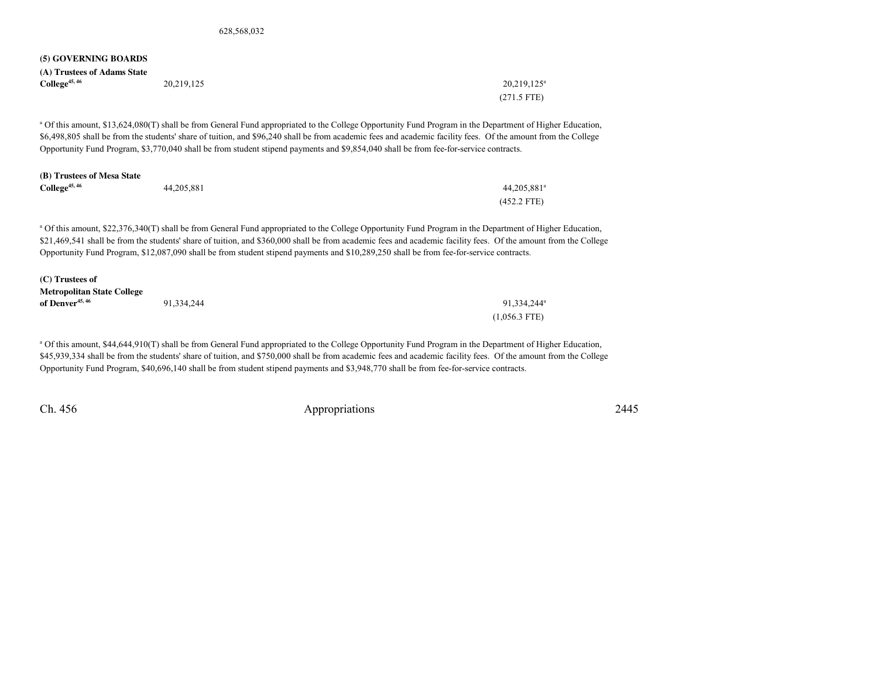628,568,032

**(5) GOVERNING BOARDS**

| | | |
|---|---|---|
| **(A) Trustees of Adams State College**[45, 46] | 20,219,125 | 20,219,125[a] |
| | | (271.5 FTE) |

[a] Of this amount, $13,624,080(T) shall be from General Fund appropriated to the College Opportunity Fund Program in the Department of Higher Education, $6,498,805 shall be from the students' share of tuition, and $96,240 shall be from academic fees and academic facility fees. Of the amount from the College Opportunity Fund Program, $3,770,040 shall be from student stipend payments and $9,854,040 shall be from fee-for-service contracts.

| | | |
|---|---|---|
| **(B) Trustees of Mesa State College**[45, 46] | 44,205,881 | 44,205,881[a] |
| | | (452.2 FTE) |

[a] Of this amount, $22,376,340(T) shall be from General Fund appropriated to the College Opportunity Fund Program in the Department of Higher Education, $21,469,541 shall be from the students' share of tuition, and $360,000 shall be from academic fees and academic facility fees. Of the amount from the College Opportunity Fund Program, $12,087,090 shall be from student stipend payments and $10,289,250 shall be from fee-for-service contracts.

| | | |
|---|---|---|
| **(C) Trustees of Metropolitan State College of Denver**[45, 46] | 91,334,244 | 91,334,244[a] |
| | | (1,056.3 FTE) |

[a] Of this amount, $44,644,910(T) shall be from General Fund appropriated to the College Opportunity Fund Program in the Department of Higher Education, $45,939,334 shall be from the students' share of tuition, and $750,000 shall be from academic fees and academic facility fees. Of the amount from the College Opportunity Fund Program, $40,696,140 shall be from student stipend payments and $3,948,770 shall be from fee-for-service contracts.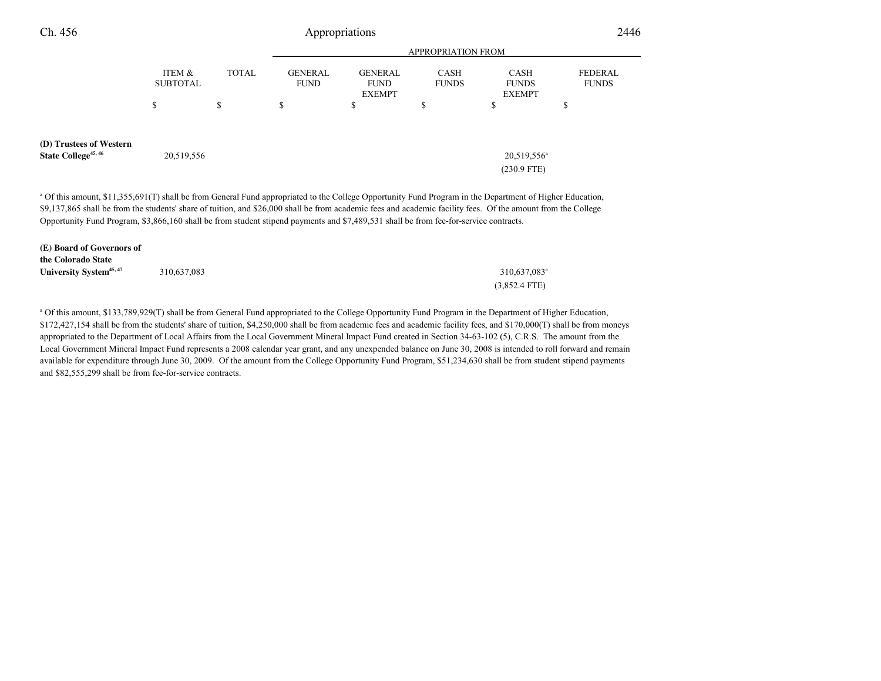| | ITEM & SUBTOTAL | TOTAL | APPROPRIATION FROM GENERAL FUND | GENERAL FUND EXEMPT | CASH FUNDS | CASH FUNDS EXEMPT | FEDERAL FUNDS |
|---|---|---|---|---|---|---|---|
| | $ | $ | $ | $ | $ | $ | $ |
| **(D) Trustees of Western State College**[45, 46] | 20,519,556 | | | | | 20,519,556[a] (230.9 FTE) | |

[a] Of this amount, $11,355,691(T) shall be from General Fund appropriated to the College Opportunity Fund Program in the Department of Higher Education, $9,137,865 shall be from the students' share of tuition, and $26,000 shall be from academic fees and academic facility fees. Of the amount from the College Opportunity Fund Program, $3,866,160 shall be from student stipend payments and $7,489,531 shall be from fee-for-service contracts.

| | ITEM & SUBTOTAL | TOTAL | GENERAL FUND | GENERAL FUND EXEMPT | CASH FUNDS | CASH FUNDS EXEMPT | FEDERAL FUNDS |
|---|---|---|---|---|---|---|---|
| **(E) Board of Governors of the Colorado State University System**[45, 47] | 310,637,083 | | | | | 310,637,083[a] (3,852.4 FTE) | |

[a] Of this amount, $133,789,929(T) shall be from General Fund appropriated to the College Opportunity Fund Program in the Department of Higher Education, $172,427,154 shall be from the students' share of tuition, $4,250,000 shall be from academic fees and academic facility fees, and $170,000(T) shall be from moneys appropriated to the Department of Local Affairs from the Local Government Mineral Impact Fund created in Section 34-63-102 (5), C.R.S. The amount from the Local Government Mineral Impact Fund represents a 2008 calendar year grant, and any unexpended balance on June 30, 2008 is intended to roll forward and remain available for expenditure through June 30, 2009. Of the amount from the College Opportunity Fund Program, $51,234,630 shall be from student stipend payments and $82,555,299 shall be from fee-for-service contracts.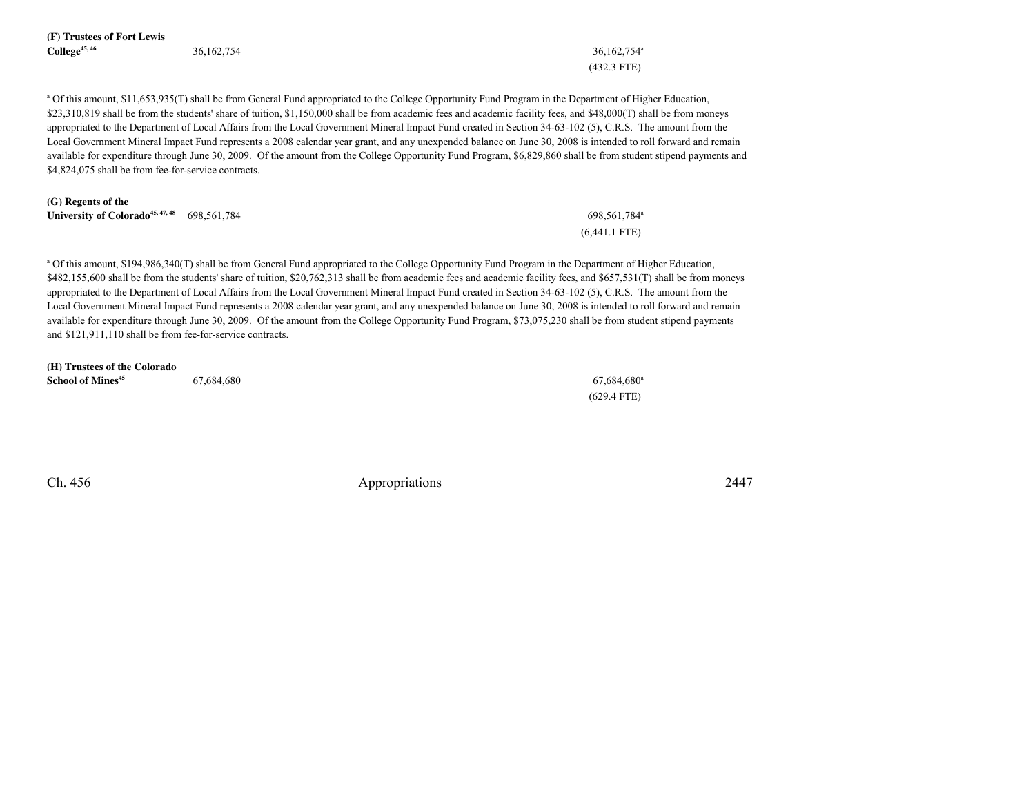**(F) Trustees of Fort Lewis College**[45, 46] 36,162,754 36,162,754[a]

(432.3 FTE)

[a] Of this amount, $11,653,935(T) shall be from General Fund appropriated to the College Opportunity Fund Program in the Department of Higher Education, $23,310,819 shall be from the students' share of tuition, $1,150,000 shall be from academic fees and academic facility fees, and $48,000(T) shall be from moneys appropriated to the Department of Local Affairs from the Local Government Mineral Impact Fund created in Section 34-63-102 (5), C.R.S. The amount from the Local Government Mineral Impact Fund represents a 2008 calendar year grant, and any unexpended balance on June 30, 2008 is intended to roll forward and remain available for expenditure through June 30, 2009. Of the amount from the College Opportunity Fund Program, $6,829,860 shall be from student stipend payments and $4,824,075 shall be from fee-for-service contracts.

**(G) Regents of the University of Colorado**[45, 47, 48] 698,561,784 698,561,784[a]

(6,441.1 FTE)

[a] Of this amount, $194,986,340(T) shall be from General Fund appropriated to the College Opportunity Fund Program in the Department of Higher Education, $482,155,600 shall be from the students' share of tuition, $20,762,313 shall be from academic fees and academic facility fees, and $657,531(T) shall be from moneys appropriated to the Department of Local Affairs from the Local Government Mineral Impact Fund created in Section 34-63-102 (5), C.R.S. The amount from the Local Government Mineral Impact Fund represents a 2008 calendar year grant, and any unexpended balance on June 30, 2008 is intended to roll forward and remain available for expenditure through June 30, 2009. Of the amount from the College Opportunity Fund Program, $73,075,230 shall be from student stipend payments and $121,911,110 shall be from fee-for-service contracts.

**(H) Trustees of the Colorado School of Mines**[45] 67,684,680 67,684,680[a]

(629.4 FTE)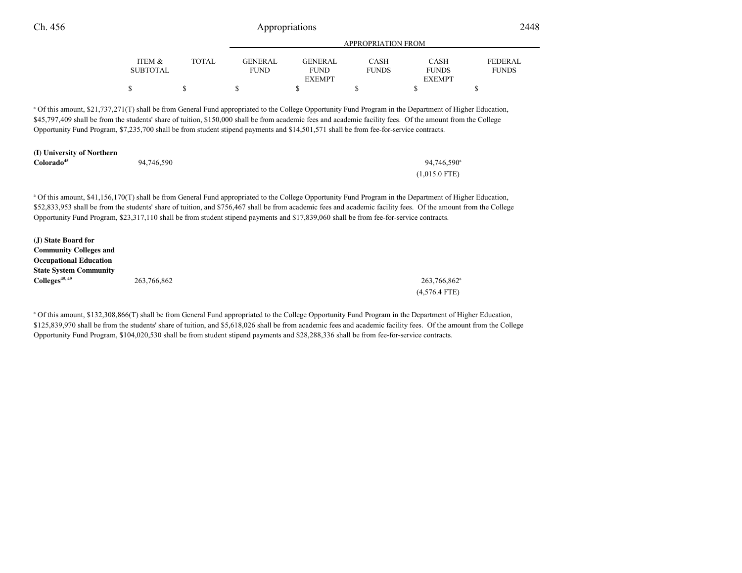| | ITEM & SUBTOTAL | TOTAL | APPROPRIATION FROM GENERAL FUND | GENERAL FUND EXEMPT | CASH FUNDS | CASH FUNDS EXEMPT | FEDERAL FUNDS |
|---|---|---|---|---|---|---|---|
| | $ | $ | $ | $ | $ | $ | $ |

[a] Of this amount, $21,737,271(T) shall be from General Fund appropriated to the College Opportunity Fund Program in the Department of Higher Education, $45,797,409 shall be from the students' share of tuition, $150,000 shall be from academic fees and academic facility fees. Of the amount from the College Opportunity Fund Program, $7,235,700 shall be from student stipend payments and $14,501,571 shall be from fee-for-service contracts.

| | ITEM & SUBTOTAL | TOTAL | GENERAL FUND | GENERAL FUND EXEMPT | CASH FUNDS | CASH FUNDS EXEMPT | FEDERAL FUNDS |
|---|---|---|---|---|---|---|---|
| **(I) University of Northern Colorado**[45] | 94,746,590 | | | | | 94,746,590[a] | |
| | | | | | | (1,015.0 FTE) | |

[a] Of this amount, $41,156,170(T) shall be from General Fund appropriated to the College Opportunity Fund Program in the Department of Higher Education, $52,833,953 shall be from the students' share of tuition, and $756,467 shall be from academic fees and academic facility fees. Of the amount from the College Opportunity Fund Program, $23,317,110 shall be from student stipend payments and $17,839,060 shall be from fee-for-service contracts.

| | ITEM & SUBTOTAL | TOTAL | GENERAL FUND | GENERAL FUND EXEMPT | CASH FUNDS | CASH FUNDS EXEMPT | FEDERAL FUNDS |
|---|---|---|---|---|---|---|---|
| **(J) State Board for Community Colleges and Occupational Education State System Community Colleges**[45, 49] | 263,766,862 | | | | | 263,766,862[a] | |
| | | | | | | (4,576.4 FTE) | |

[a] Of this amount, $132,308,866(T) shall be from General Fund appropriated to the College Opportunity Fund Program in the Department of Higher Education, $125,839,970 shall be from the students' share of tuition, and $5,618,026 shall be from academic fees and academic facility fees. Of the amount from the College Opportunity Fund Program, $104,020,530 shall be from student stipend payments and $28,288,336 shall be from fee-for-service contracts.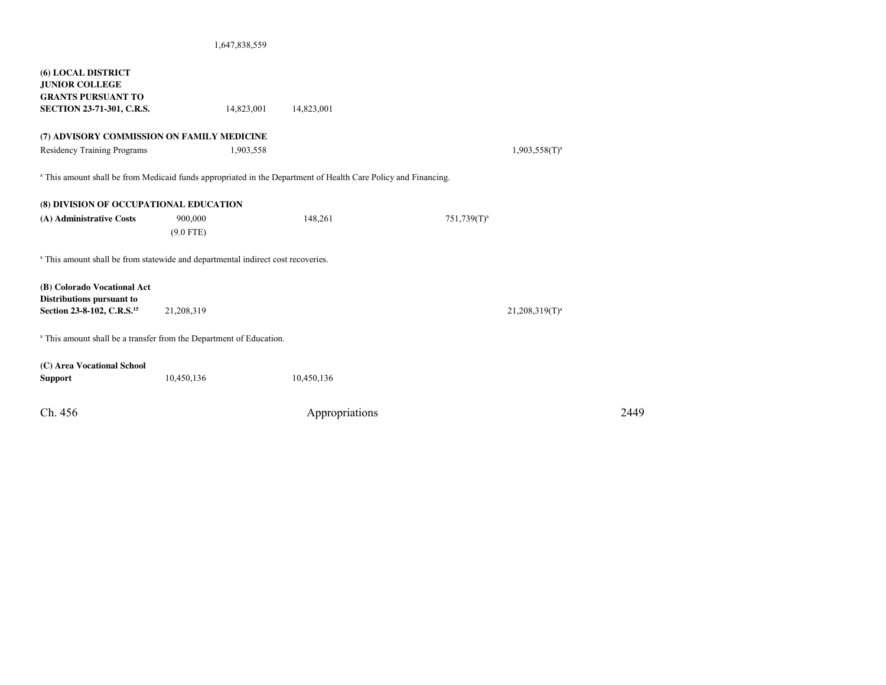| | | | | | |
|---|---|---|---|---|---|
| | 1,647,838,559 | | | | |
| **(6) LOCAL DISTRICT JUNIOR COLLEGE GRANTS PURSUANT TO SECTION 23-71-301, C.R.S.** | 14,823,001 | 14,823,001 | | | |
| **(7) ADVISORY COMMISSION ON FAMILY MEDICINE** | | | | | |
| Residency Training Programs | 1,903,558 | | | | 1,903,558(T)[a] |

[a] This amount shall be from Medicaid funds appropriated in the Department of Health Care Policy and Financing.

| | | | | | |
|---|---|---|---|---|---|
| **(8) DIVISION OF OCCUPATIONAL EDUCATION** | | | | | |
| **(A) Administrative Costs** | 900,000 (9.0 FTE) | | 148,261 | 751,739(T)[a] | |

[a] This amount shall be from statewide and departmental indirect cost recoveries.

| | | | | | |
|---|---|---|---|---|---|
| **(B) Colorado Vocational Act Distributions pursuant to Section 23-8-102, C.R.S.[15]** | 21,208,319 | | | | 21,208,319(T)[a] |

[a] This amount shall be a transfer from the Department of Education.

| | | | | | |
|---|---|---|---|---|---|
| **(C) Area Vocational School Support** | 10,450,136 | | 10,450,136 | | |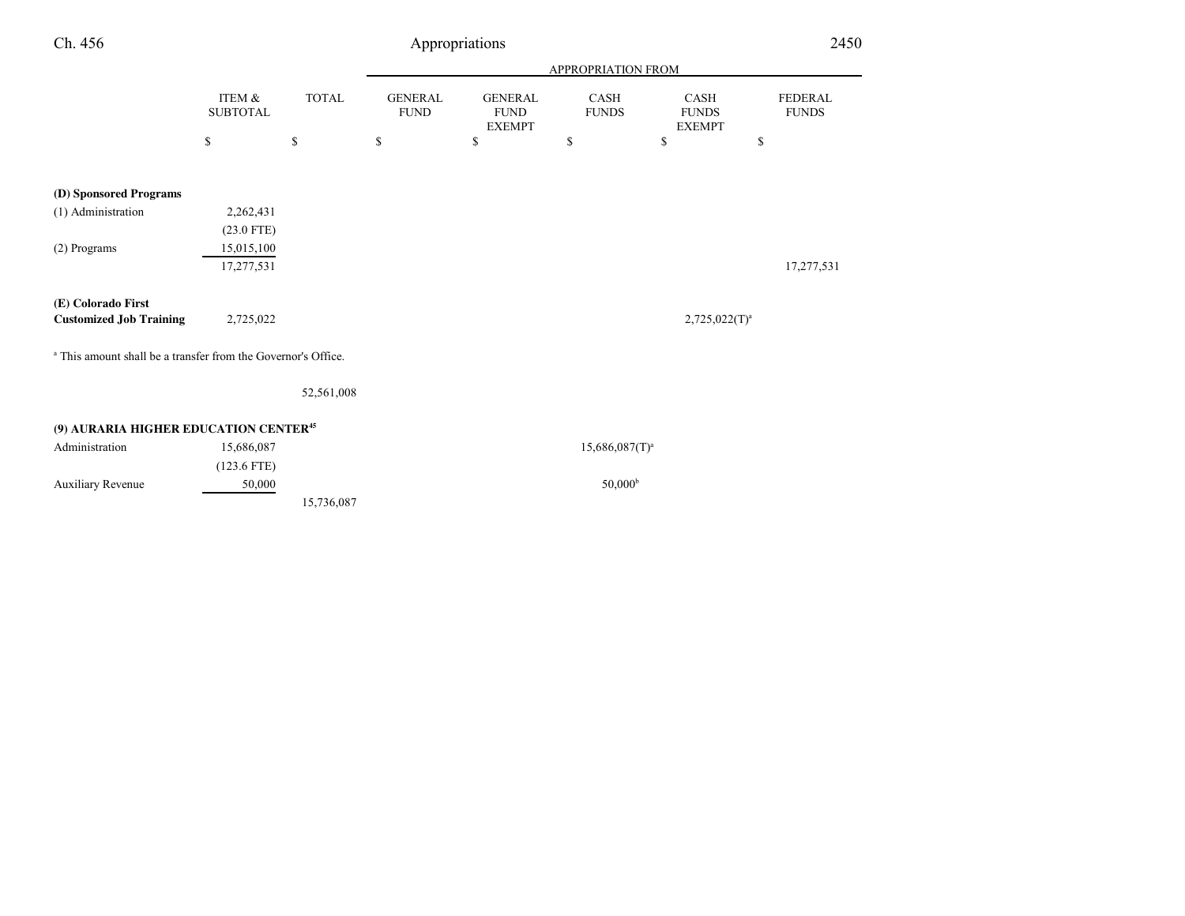| | ITEM & SUBTOTAL | TOTAL | APPROPRIATION FROM GENERAL FUND | GENERAL FUND EXEMPT | CASH FUNDS | CASH FUNDS EXEMPT | FEDERAL FUNDS |
|---|---|---|---|---|---|---|---|
| | $ | $ | $ | $ | $ | $ | $ |
| **(D) Sponsored Programs** | | | | | | | |
| (1) Administration | 2,262,431 | | | | | | |
| | (23.0 FTE) | | | | | | |
| (2) Programs | 15,015,100 | | | | | | |
| | 17,277,531 | | | | | | 17,277,531 |
| **(E) Colorado First Customized Job Training** | 2,725,022 | | | | | 2,725,022(T)[a] | |

[a] This amount shall be a transfer from the Governor's Office.

| | ITEM & SUBTOTAL | TOTAL | GENERAL FUND | GENERAL FUND EXEMPT | CASH FUNDS | CASH FUNDS EXEMPT | FEDERAL FUNDS |
|---|---|---|---|---|---|---|---|
| | | 52,561,008 | | | | | |
| **(9) AURARIA HIGHER EDUCATION CENTER[45]** | | | | | | | |
| Administration | 15,686,087 | | | | 15,686,087(T)[a] | | |
| | (123.6 FTE) | | | | | | |
| Auxiliary Revenue | 50,000 | | | | 50,000[b] | | |
| | | 15,736,087 | | | | | |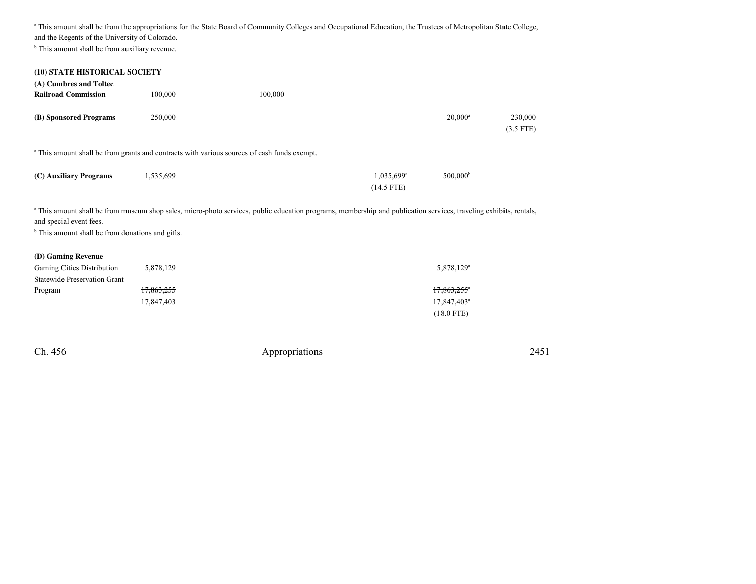[a] This amount shall be from the appropriations for the State Board of Community Colleges and Occupational Education, the Trustees of Metropolitan State College, and the Regents of the University of Colorado.

[b] This amount shall be from auxiliary revenue.

**(10) STATE HISTORICAL SOCIETY**

| | | | | | |
|---|---|---|---|---|---|
| **(A) Cumbres and Toltec Railroad Commission** | 100,000 | 100,000 | | | |
| **(B) Sponsored Programs** | 250,000 | | | 20,000[a] | 230,000 (3.5 FTE) |

[a] This amount shall be from grants and contracts with various sources of cash funds exempt.

| | | | | | |
|---|---|---|---|---|---|
| **(C) Auxiliary Programs** | 1,535,699 | | 1,035,699[a] (14.5 FTE) | 500,000[b] | |

[a] This amount shall be from museum shop sales, micro-photo services, public education programs, membership and publication services, traveling exhibits, rentals, and special event fees.

[b] This amount shall be from donations and gifts.

| | | | | | |
|---|---|---|---|---|---|
| **(D) Gaming Revenue** | | | | | |
| Gaming Cities Distribution | 5,878,129 | | | 5,878,129[a] | |
| Statewide Preservation Grant Program | ~~17,863,255~~ 17,847,403 | | | ~~17,863,255~~[a] 17,847,403[a] (18.0 FTE) | |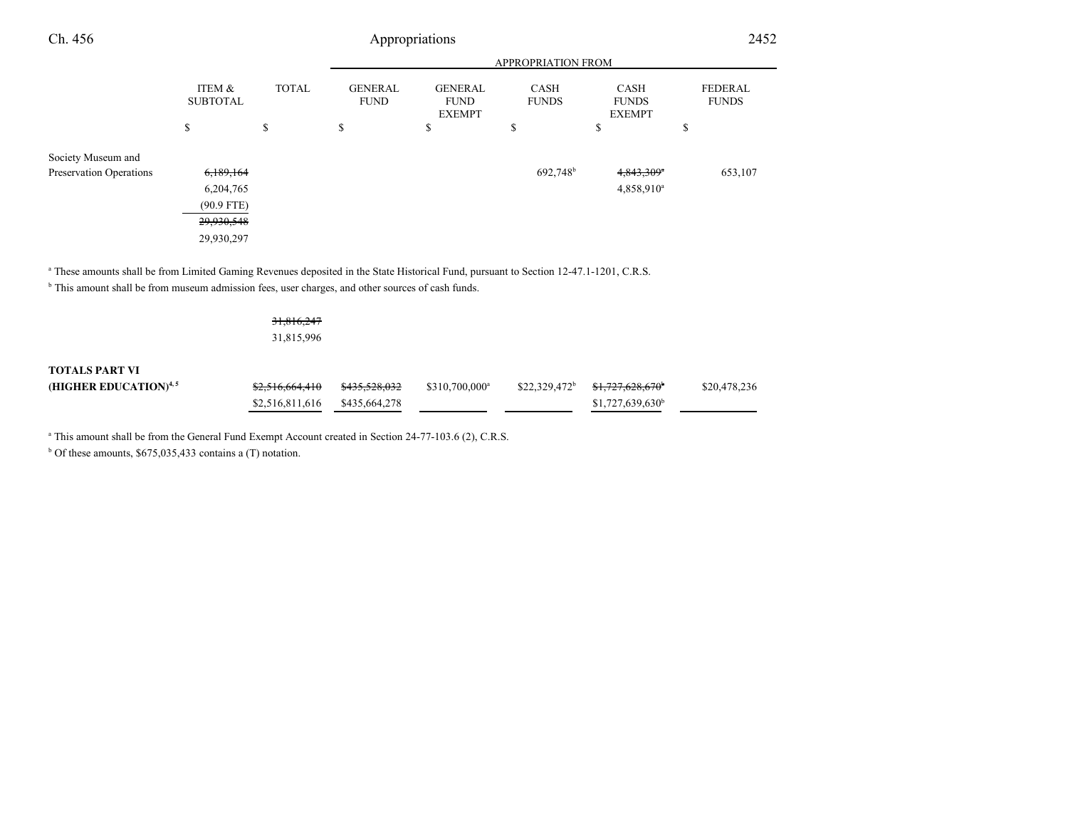| | ITEM & SUBTOTAL | TOTAL | GENERAL FUND | GENERAL FUND EXEMPT | CASH FUNDS | CASH FUNDS EXEMPT | FEDERAL FUNDS |
|---|---|---|---|---|---|---|---|
| | | | APPROPRIATION FROM | | | | |
| | $ | $ | $ | $ | $ | $ | $ |
| Society Museum and Preservation Operations | ~~6,189,164~~ 6,204,765 (90.9 FTE) | | | | 692,748[b] | ~~4,843,309~~[a] 4,858,910[a] | 653,107 |
| | ~~29,930,548~~ 29,930,297 | | | | | | |

[a] These amounts shall be from Limited Gaming Revenues deposited in the State Historical Fund, pursuant to Section 12-47.1-1201, C.R.S.

[b] This amount shall be from museum admission fees, user charges, and other sources of cash funds.

| | ITEM & SUBTOTAL | TOTAL | GENERAL FUND | GENERAL FUND EXEMPT | CASH FUNDS | CASH FUNDS EXEMPT | FEDERAL FUNDS |
|---|---|---|---|---|---|---|---|
| | | ~~31,816,247~~ 31,815,996 | | | | | |
| **TOTALS PART VI (HIGHER EDUCATION)**[4, 5] | | ~~$2,516,664,410~~ $2,516,811,616 | ~~$435,528,032~~ $435,664,278 | $310,700,000[a] | $22,329,472[b] | ~~$1,727,628,670~~[b] $1,727,639,630[b] | $20,478,236 |

[a] This amount shall be from the General Fund Exempt Account created in Section 24-77-103.6 (2), C.R.S.

[b] Of these amounts, $675,035,433 contains a (T) notation.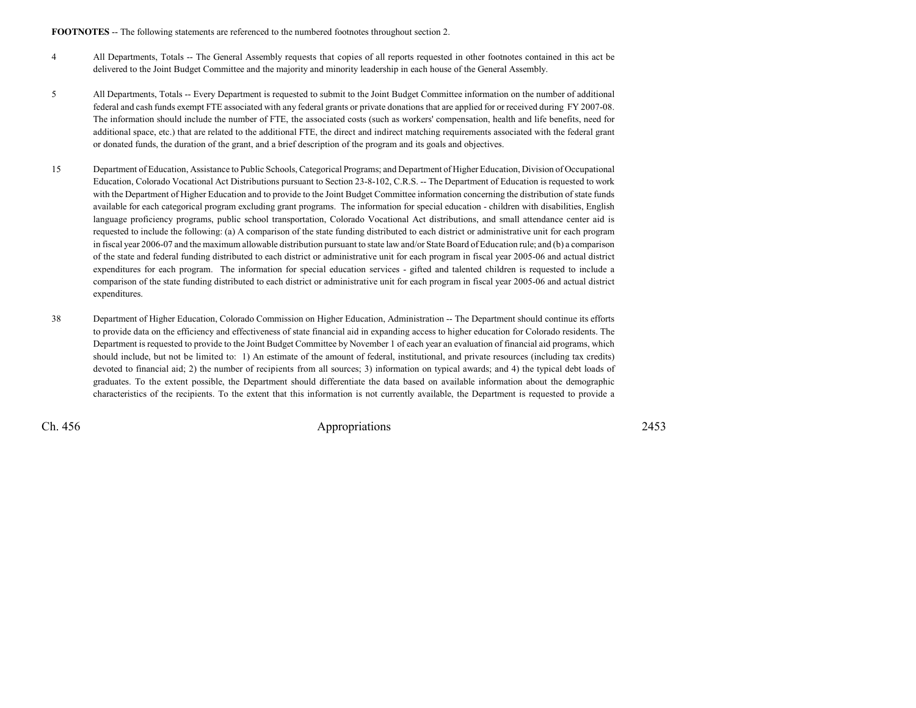**FOOTNOTES** -- The following statements are referenced to the numbered footnotes throughout section 2.

4 All Departments, Totals -- The General Assembly requests that copies of all reports requested in other footnotes contained in this act be delivered to the Joint Budget Committee and the majority and minority leadership in each house of the General Assembly.

5 All Departments, Totals -- Every Department is requested to submit to the Joint Budget Committee information on the number of additional federal and cash funds exempt FTE associated with any federal grants or private donations that are applied for or received during FY 2007-08. The information should include the number of FTE, the associated costs (such as workers' compensation, health and life benefits, need for additional space, etc.) that are related to the additional FTE, the direct and indirect matching requirements associated with the federal grant or donated funds, the duration of the grant, and a brief description of the program and its goals and objectives.

15 Department of Education, Assistance to Public Schools, Categorical Programs; and Department of Higher Education, Division of Occupational Education, Colorado Vocational Act Distributions pursuant to Section 23-8-102, C.R.S. -- The Department of Education is requested to work with the Department of Higher Education and to provide to the Joint Budget Committee information concerning the distribution of state funds available for each categorical program excluding grant programs. The information for special education - children with disabilities, English language proficiency programs, public school transportation, Colorado Vocational Act distributions, and small attendance center aid is requested to include the following: (a) A comparison of the state funding distributed to each district or administrative unit for each program in fiscal year 2006-07 and the maximum allowable distribution pursuant to state law and/or State Board of Education rule; and (b) a comparison of the state and federal funding distributed to each district or administrative unit for each program in fiscal year 2005-06 and actual district expenditures for each program. The information for special education services - gifted and talented children is requested to include a comparison of the state funding distributed to each district or administrative unit for each program in fiscal year 2005-06 and actual district expenditures.

38 Department of Higher Education, Colorado Commission on Higher Education, Administration -- The Department should continue its efforts to provide data on the efficiency and effectiveness of state financial aid in expanding access to higher education for Colorado residents. The Department is requested to provide to the Joint Budget Committee by November 1 of each year an evaluation of financial aid programs, which should include, but not be limited to: 1) An estimate of the amount of federal, institutional, and private resources (including tax credits) devoted to financial aid; 2) the number of recipients from all sources; 3) information on typical awards; and 4) the typical debt loads of graduates. To the extent possible, the Department should differentiate the data based on available information about the demographic characteristics of the recipients. To the extent that this information is not currently available, the Department is requested to provide a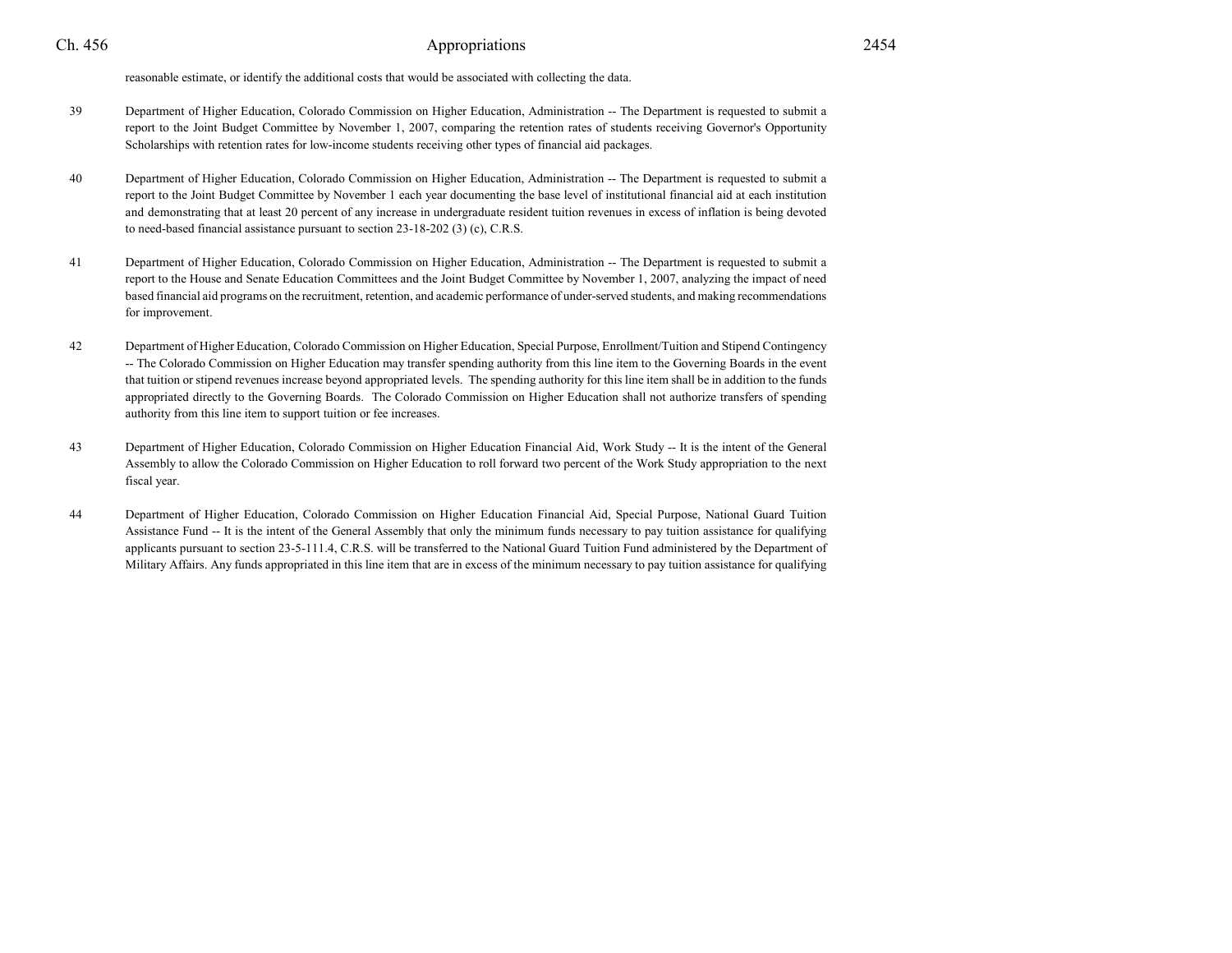reasonable estimate, or identify the additional costs that would be associated with collecting the data.

39 Department of Higher Education, Colorado Commission on Higher Education, Administration -- The Department is requested to submit a report to the Joint Budget Committee by November 1, 2007, comparing the retention rates of students receiving Governor's Opportunity Scholarships with retention rates for low-income students receiving other types of financial aid packages.

40 Department of Higher Education, Colorado Commission on Higher Education, Administration -- The Department is requested to submit a report to the Joint Budget Committee by November 1 each year documenting the base level of institutional financial aid at each institution and demonstrating that at least 20 percent of any increase in undergraduate resident tuition revenues in excess of inflation is being devoted to need-based financial assistance pursuant to section 23-18-202 (3) (c), C.R.S.

41 Department of Higher Education, Colorado Commission on Higher Education, Administration -- The Department is requested to submit a report to the House and Senate Education Committees and the Joint Budget Committee by November 1, 2007, analyzing the impact of need based financial aid programs on the recruitment, retention, and academic performance of under-served students, and making recommendations for improvement.

42 Department of Higher Education, Colorado Commission on Higher Education, Special Purpose, Enrollment/Tuition and Stipend Contingency -- The Colorado Commission on Higher Education may transfer spending authority from this line item to the Governing Boards in the event that tuition or stipend revenues increase beyond appropriated levels. The spending authority for this line item shall be in addition to the funds appropriated directly to the Governing Boards. The Colorado Commission on Higher Education shall not authorize transfers of spending authority from this line item to support tuition or fee increases.

43 Department of Higher Education, Colorado Commission on Higher Education Financial Aid, Work Study -- It is the intent of the General Assembly to allow the Colorado Commission on Higher Education to roll forward two percent of the Work Study appropriation to the next fiscal year.

44 Department of Higher Education, Colorado Commission on Higher Education Financial Aid, Special Purpose, National Guard Tuition Assistance Fund -- It is the intent of the General Assembly that only the minimum funds necessary to pay tuition assistance for qualifying applicants pursuant to section 23-5-111.4, C.R.S. will be transferred to the National Guard Tuition Fund administered by the Department of Military Affairs. Any funds appropriated in this line item that are in excess of the minimum necessary to pay tuition assistance for qualifying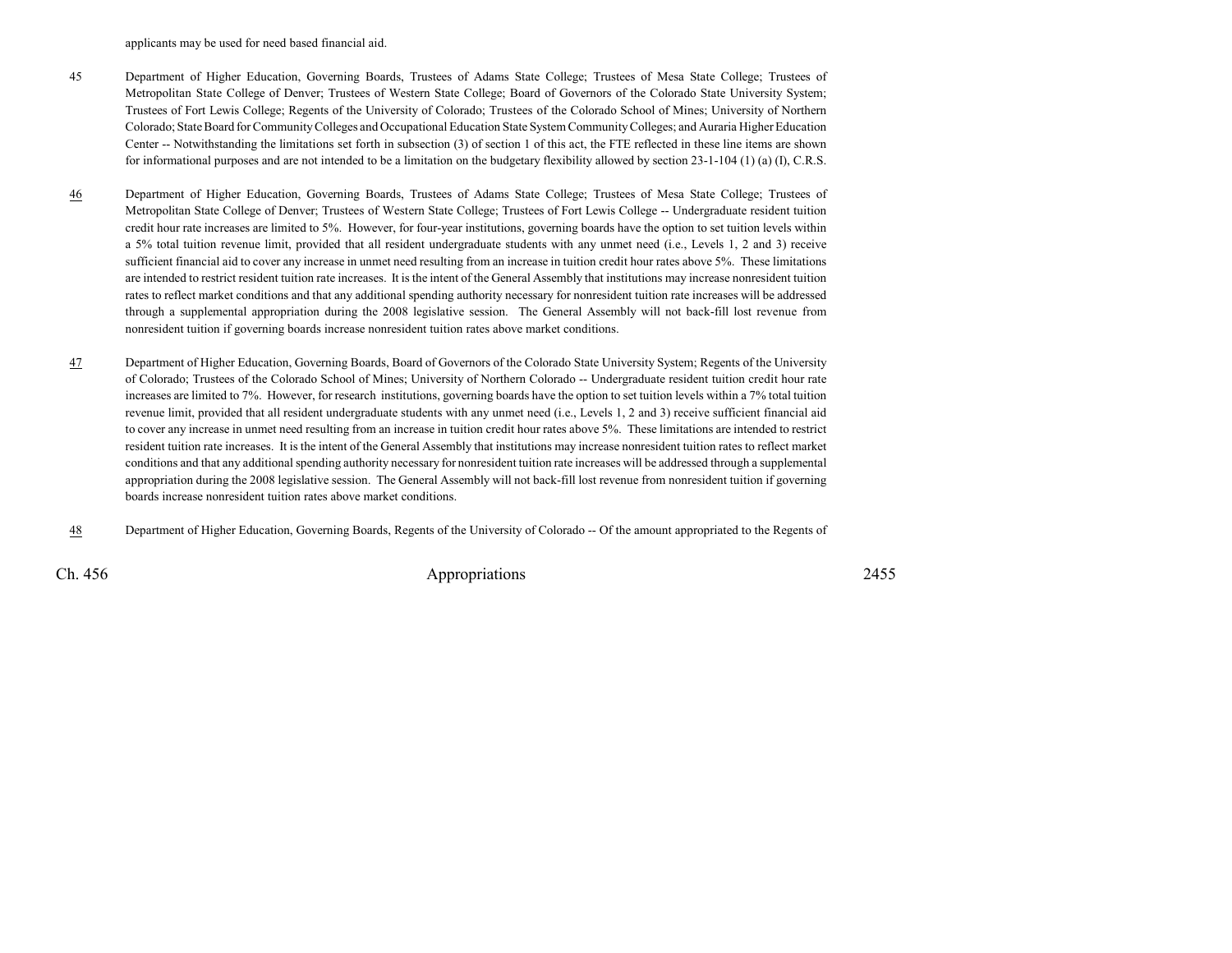applicants may be used for need based financial aid.

45 Department of Higher Education, Governing Boards, Trustees of Adams State College; Trustees of Mesa State College; Trustees of Metropolitan State College of Denver; Trustees of Western State College; Board of Governors of the Colorado State University System; Trustees of Fort Lewis College; Regents of the University of Colorado; Trustees of the Colorado School of Mines; University of Northern Colorado; State Board for Community Colleges and Occupational Education State System Community Colleges; and Auraria Higher Education Center -- Notwithstanding the limitations set forth in subsection (3) of section 1 of this act, the FTE reflected in these line items are shown for informational purposes and are not intended to be a limitation on the budgetary flexibility allowed by section 23-1-104 (1) (a) (I), C.R.S.

46 Department of Higher Education, Governing Boards, Trustees of Adams State College; Trustees of Mesa State College; Trustees of Metropolitan State College of Denver; Trustees of Western State College; Trustees of Fort Lewis College -- Undergraduate resident tuition credit hour rate increases are limited to 5%. However, for four-year institutions, governing boards have the option to set tuition levels within a 5% total tuition revenue limit, provided that all resident undergraduate students with any unmet need (i.e., Levels 1, 2 and 3) receive sufficient financial aid to cover any increase in unmet need resulting from an increase in tuition credit hour rates above 5%. These limitations are intended to restrict resident tuition rate increases. It is the intent of the General Assembly that institutions may increase nonresident tuition rates to reflect market conditions and that any additional spending authority necessary for nonresident tuition rate increases will be addressed through a supplemental appropriation during the 2008 legislative session. The General Assembly will not back-fill lost revenue from nonresident tuition if governing boards increase nonresident tuition rates above market conditions.

47 Department of Higher Education, Governing Boards, Board of Governors of the Colorado State University System; Regents of the University of Colorado; Trustees of the Colorado School of Mines; University of Northern Colorado -- Undergraduate resident tuition credit hour rate increases are limited to 7%. However, for research institutions, governing boards have the option to set tuition levels within a 7% total tuition revenue limit, provided that all resident undergraduate students with any unmet need (i.e., Levels 1, 2 and 3) receive sufficient financial aid to cover any increase in unmet need resulting from an increase in tuition credit hour rates above 5%. These limitations are intended to restrict resident tuition rate increases. It is the intent of the General Assembly that institutions may increase nonresident tuition rates to reflect market conditions and that any additional spending authority necessary for nonresident tuition rate increases will be addressed through a supplemental appropriation during the 2008 legislative session. The General Assembly will not back-fill lost revenue from nonresident tuition if governing boards increase nonresident tuition rates above market conditions.

48 Department of Higher Education, Governing Boards, Regents of the University of Colorado -- Of the amount appropriated to the Regents of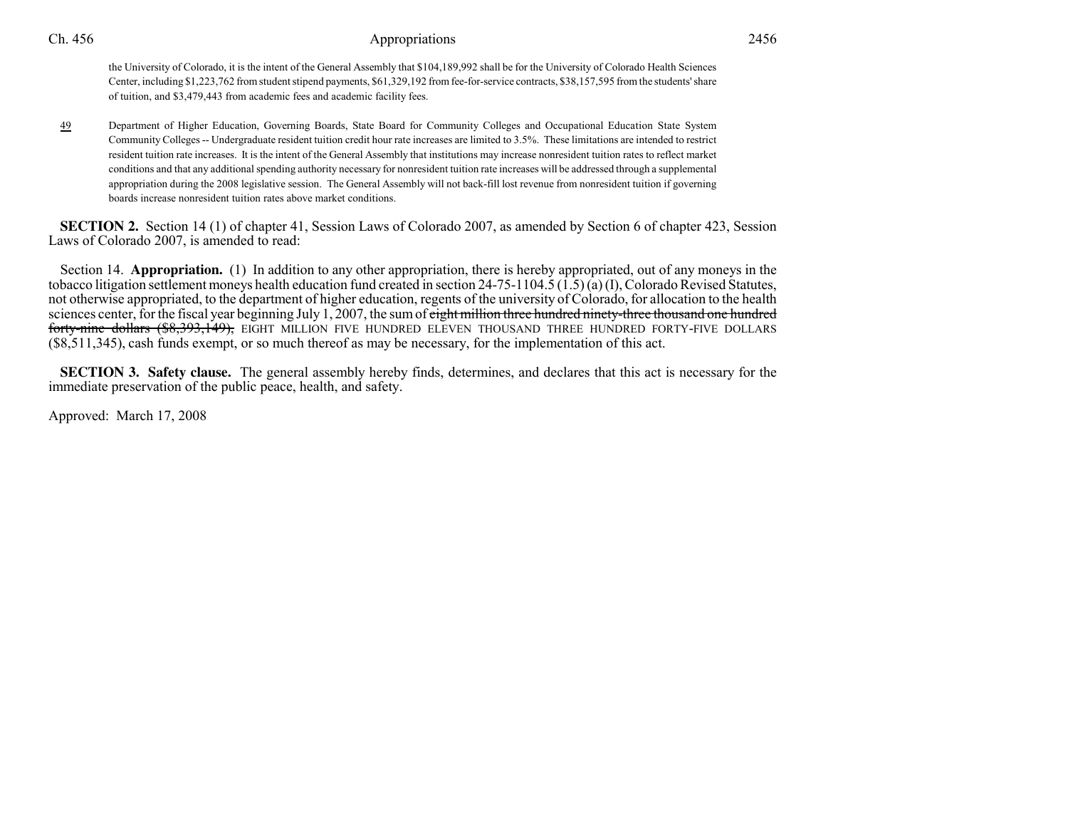the University of Colorado, it is the intent of the General Assembly that $104,189,992 shall be for the University of Colorado Health Sciences Center, including $1,223,762 from student stipend payments, $61,329,192 from fee-for-service contracts, $38,157,595 from the students' share of tuition, and $3,479,443 from academic fees and academic facility fees.

49 Department of Higher Education, Governing Boards, State Board for Community Colleges and Occupational Education State System Community Colleges -- Undergraduate resident tuition credit hour rate increases are limited to 3.5%. These limitations are intended to restrict resident tuition rate increases. It is the intent of the General Assembly that institutions may increase nonresident tuition rates to reflect market conditions and that any additional spending authority necessary for nonresident tuition rate increases will be addressed through a supplemental appropriation during the 2008 legislative session. The General Assembly will not back-fill lost revenue from nonresident tuition if governing boards increase nonresident tuition rates above market conditions.

**SECTION 2.** Section 14 (1) of chapter 41, Session Laws of Colorado 2007, as amended by Section 6 of chapter 423, Session Laws of Colorado 2007, is amended to read:

Section 14. **Appropriation.** (1) In addition to any other appropriation, there is hereby appropriated, out of any moneys in the tobacco litigation settlement moneys health education fund created in section 24-75-1104.5 (1.5) (a) (I), Colorado Revised Statutes, not otherwise appropriated, to the department of higher education, regents of the university of Colorado, for allocation to the health sciences center, for the fiscal year beginning July 1, 2007, the sum of ~~eight million three hundred ninety-three thousand one hundred forty-nine dollars ($8,393,149),~~ EIGHT MILLION FIVE HUNDRED ELEVEN THOUSAND THREE HUNDRED FORTY-FIVE DOLLARS ($8,511,345), cash funds exempt, or so much thereof as may be necessary, for the implementation of this act.

**SECTION 3. Safety clause.** The general assembly hereby finds, determines, and declares that this act is necessary for the immediate preservation of the public peace, health, and safety.

Approved: March 17, 2008